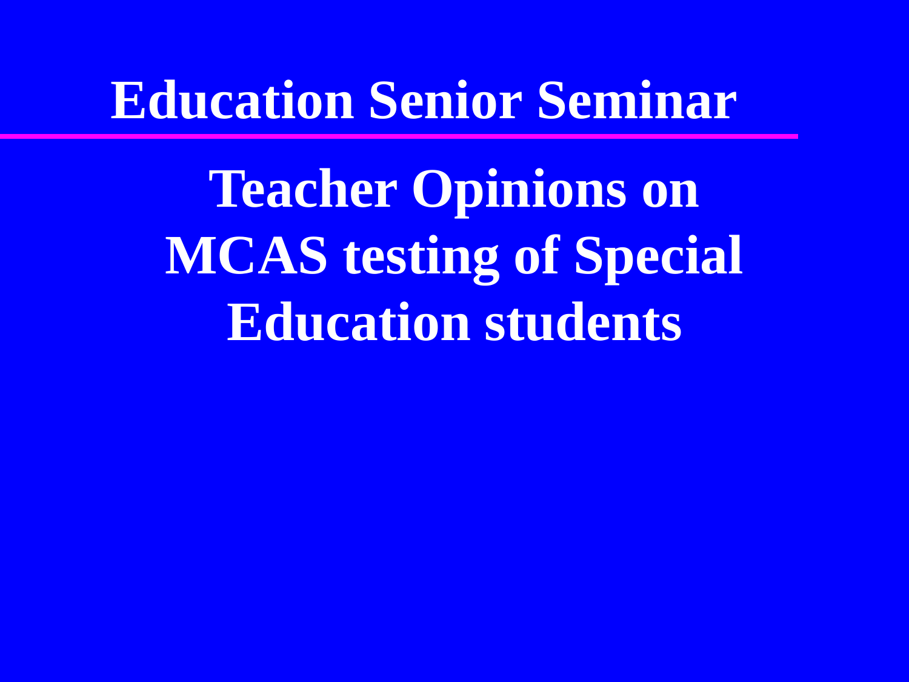# Education Senior Seminar

## Teacher Opinions on MCAS testing of Special Education students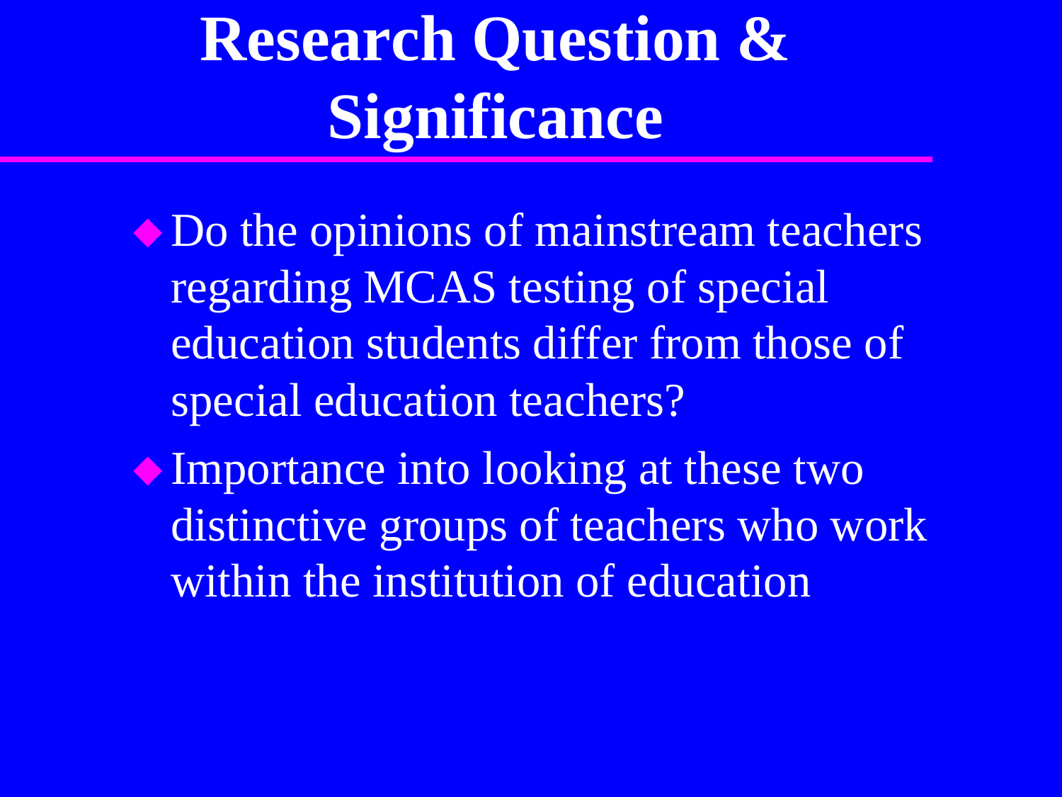# Research Question & Significance

- Do the opinions of mainstream teachers regarding MCAS testing of special education students differ from those of special education teachers?
- Importance into looking at these two distinctive groups of teachers who work within the institution of education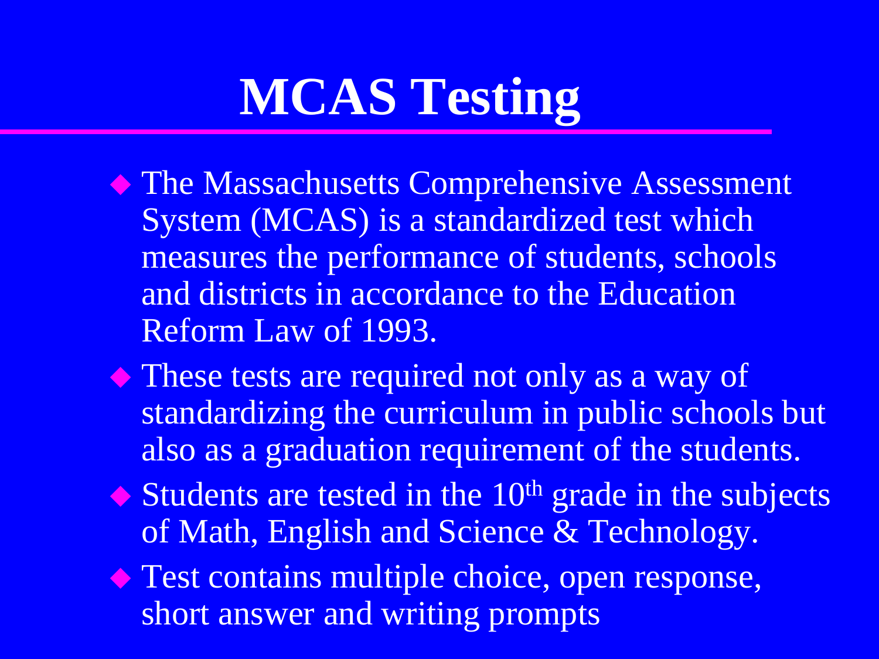# MCAS Testing

- The Massachusetts Comprehensive Assessment System (MCAS) is a standardized test which measures the performance of students, schools and districts in accordance to the Education Reform Law of 1993.
- These tests are required not only as a way of standardizing the curriculum in public schools but also as a graduation requirement of the students.
- Students are tested in the $10^{th}$ grade in the subjects of Math, English and Science & Technology.
- Test contains multiple choice, open response, short answer and writing prompts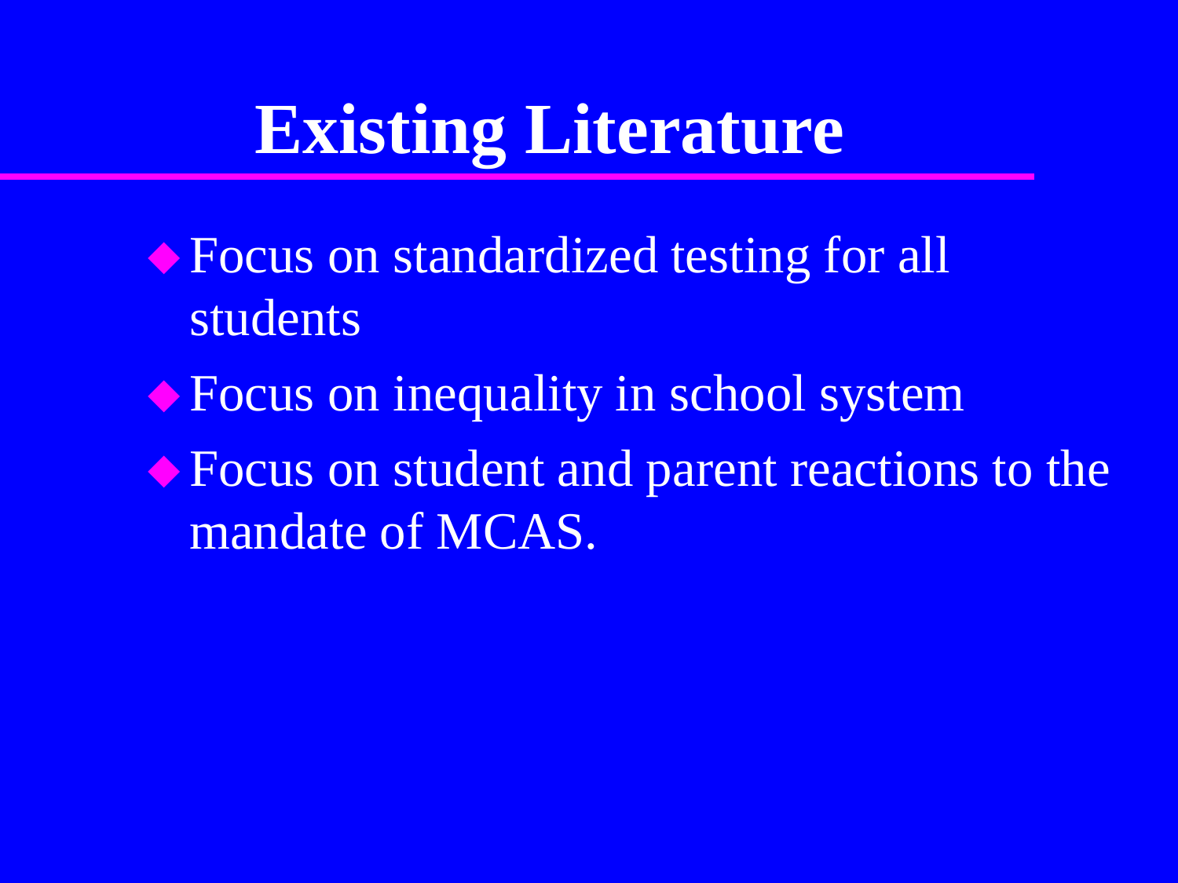# Existing Literature

- Focus on standardized testing for all students
- Focus on inequality in school system
- Focus on student and parent reactions to the mandate of MCAS.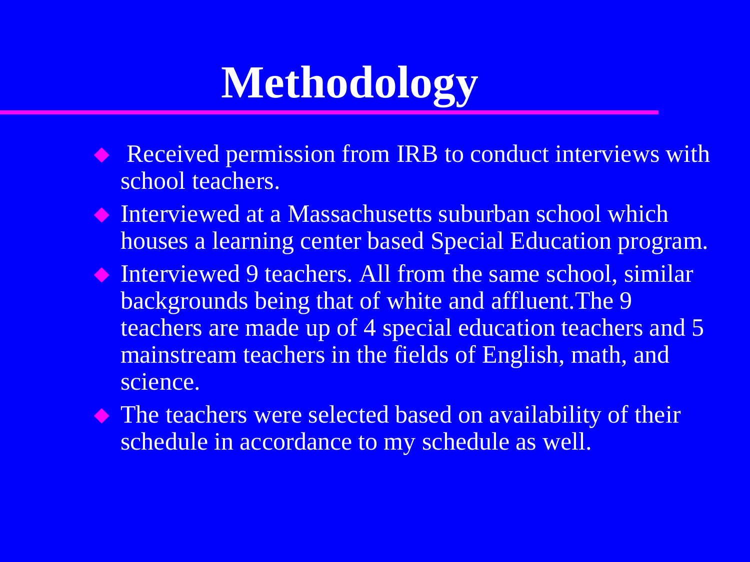# Methodology

- Received permission from IRB to conduct interviews with school teachers.
- Interviewed at a Massachusetts suburban school which houses a learning center based Special Education program.
- Interviewed 9 teachers. All from the same school, similar backgrounds being that of white and affluent.The 9 teachers are made up of 4 special education teachers and 5 mainstream teachers in the fields of English, math, and science.
- The teachers were selected based on availability of their schedule in accordance to my schedule as well.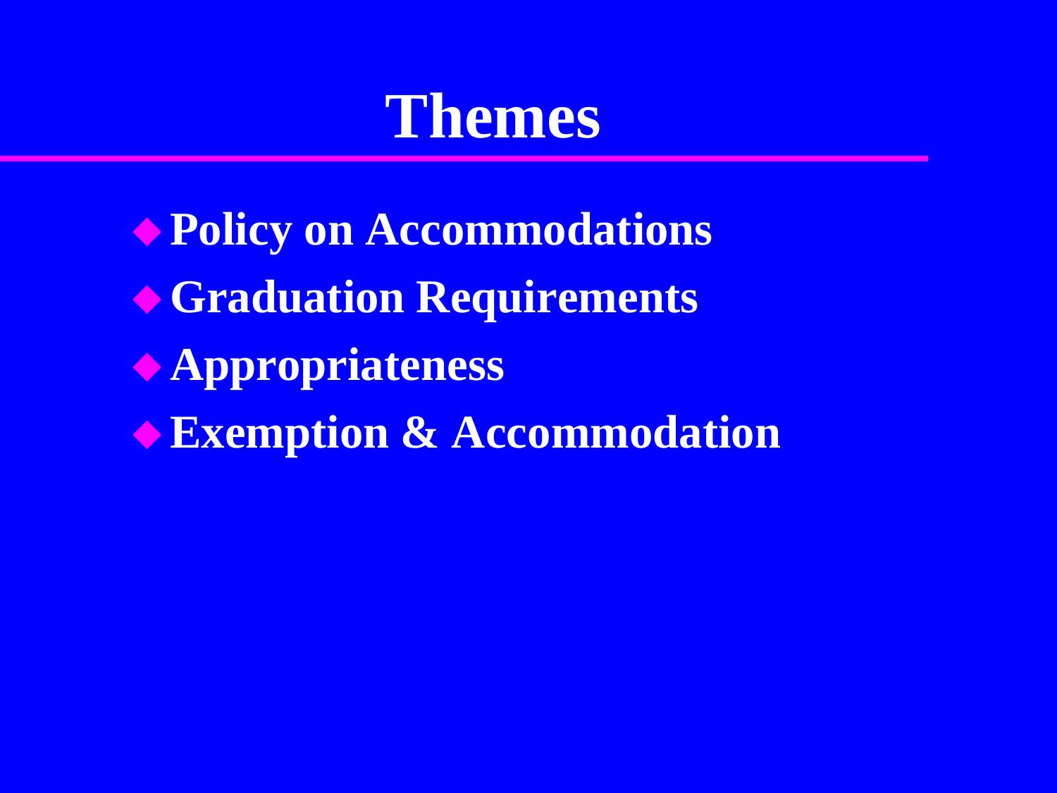# Themes

- Policy on Accommodations
- Graduation Requirements
- Appropriateness
- Exemption & Accommodation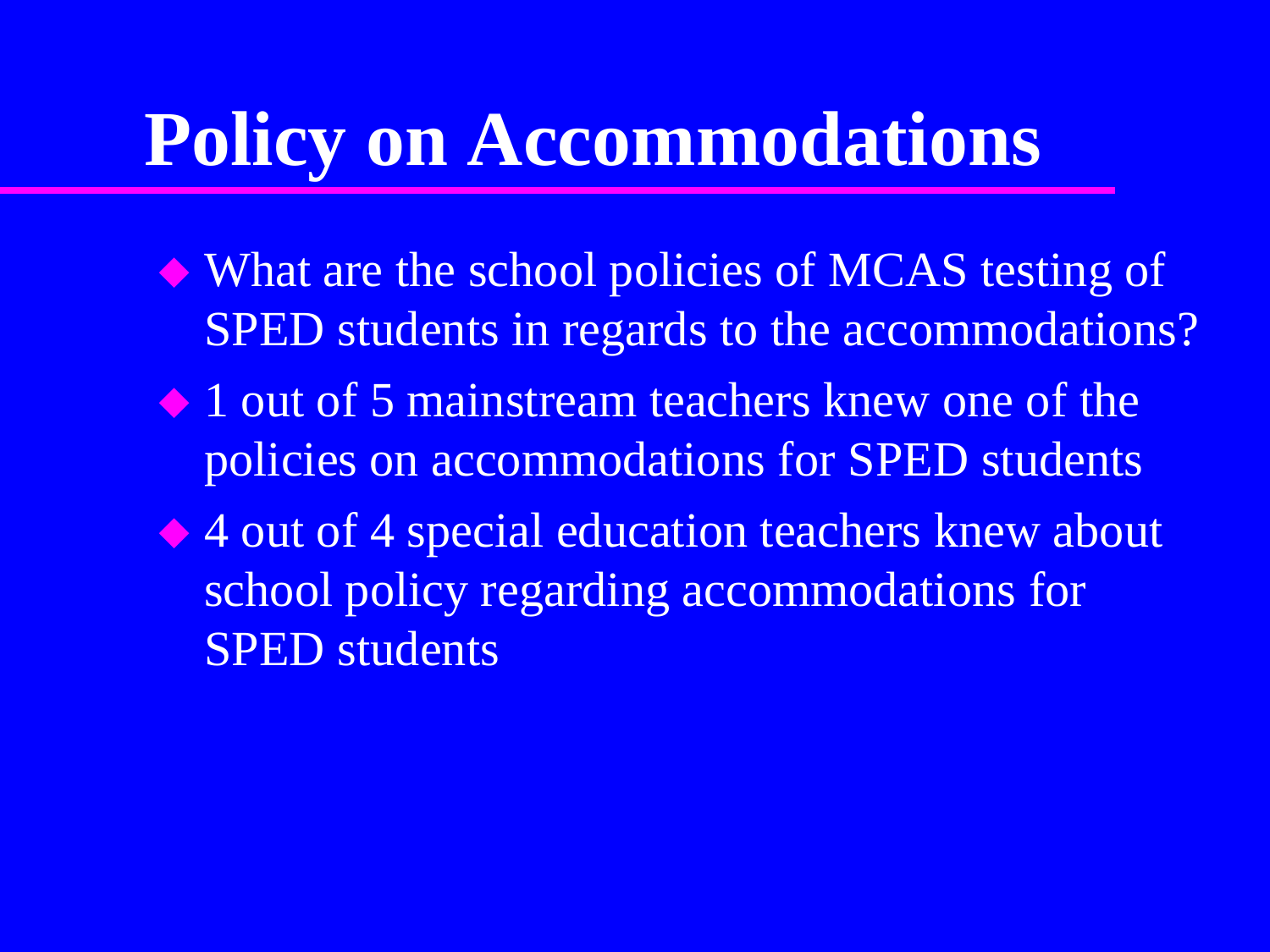# Policy on Accommodations

- What are the school policies of MCAS testing of SPED students in regards to the accommodations?
- 1 out of 5 mainstream teachers knew one of the policies on accommodations for SPED students
- 4 out of 4 special education teachers knew about school policy regarding accommodations for SPED students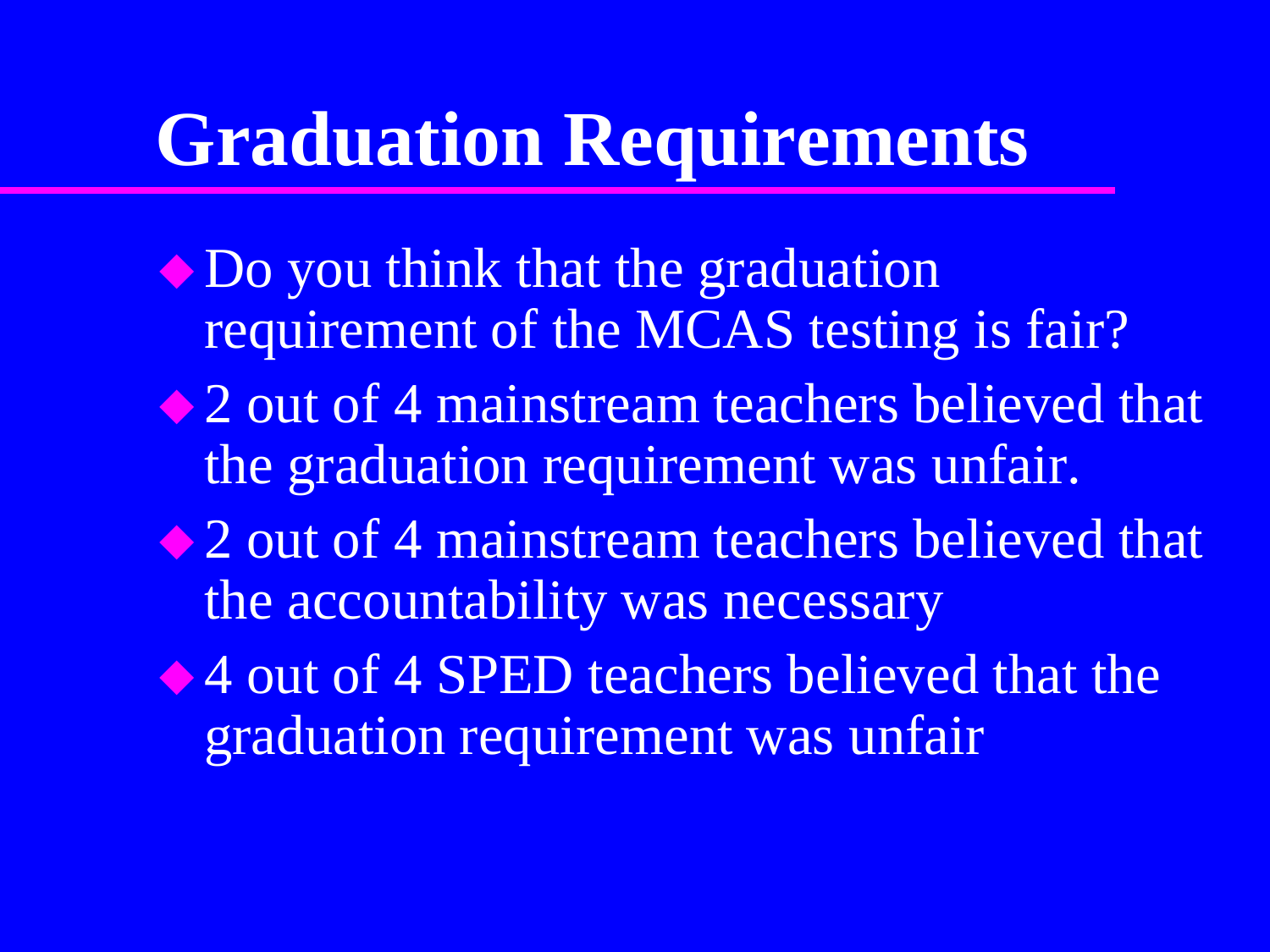# Graduation Requirements

- Do you think that the graduation requirement of the MCAS testing is fair?
- 2 out of 4 mainstream teachers believed that the graduation requirement was unfair.
- 2 out of 4 mainstream teachers believed that the accountability was necessary
- 4 out of 4 SPED teachers believed that the graduation requirement was unfair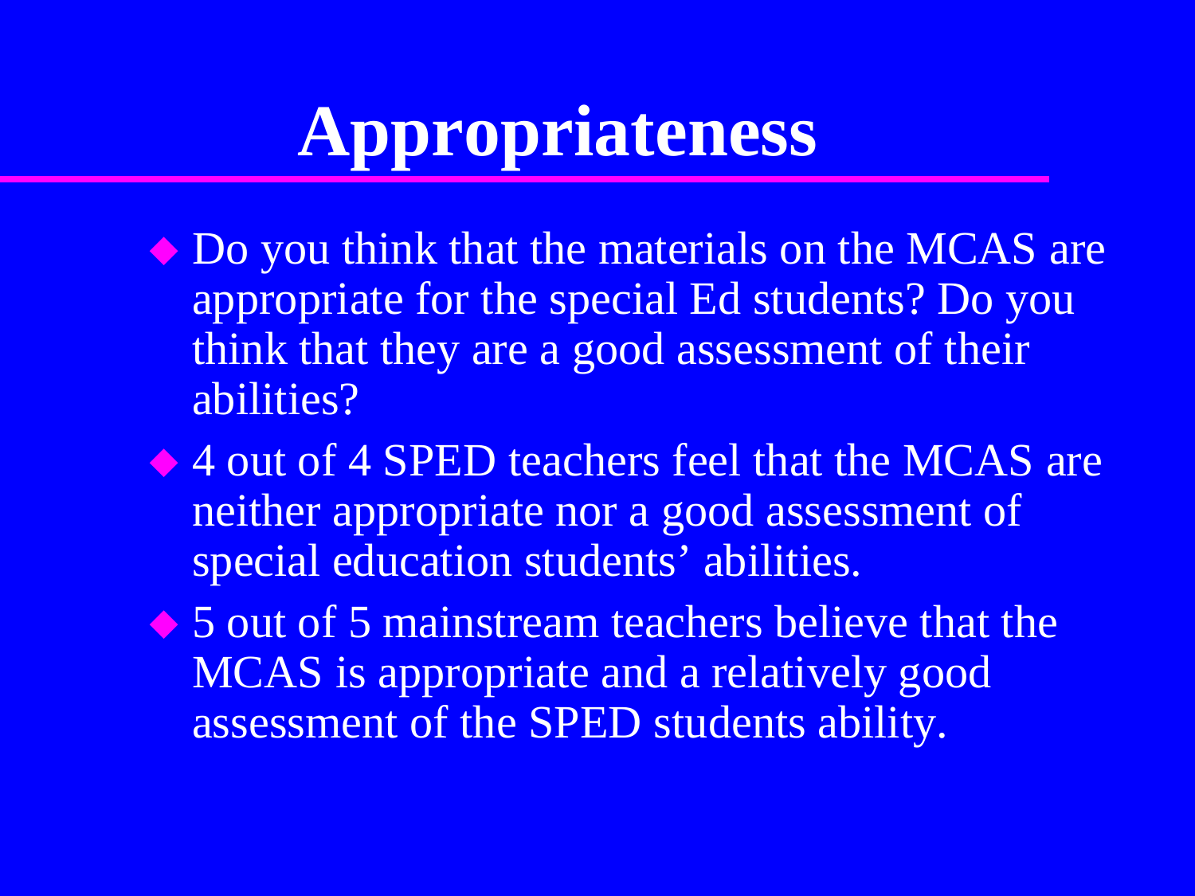# Appropriateness

- Do you think that the materials on the MCAS are appropriate for the special Ed students? Do you think that they are a good assessment of their abilities?
- 4 out of 4 SPED teachers feel that the MCAS are neither appropriate nor a good assessment of special education students' abilities.
- 5 out of 5 mainstream teachers believe that the MCAS is appropriate and a relatively good assessment of the SPED students ability.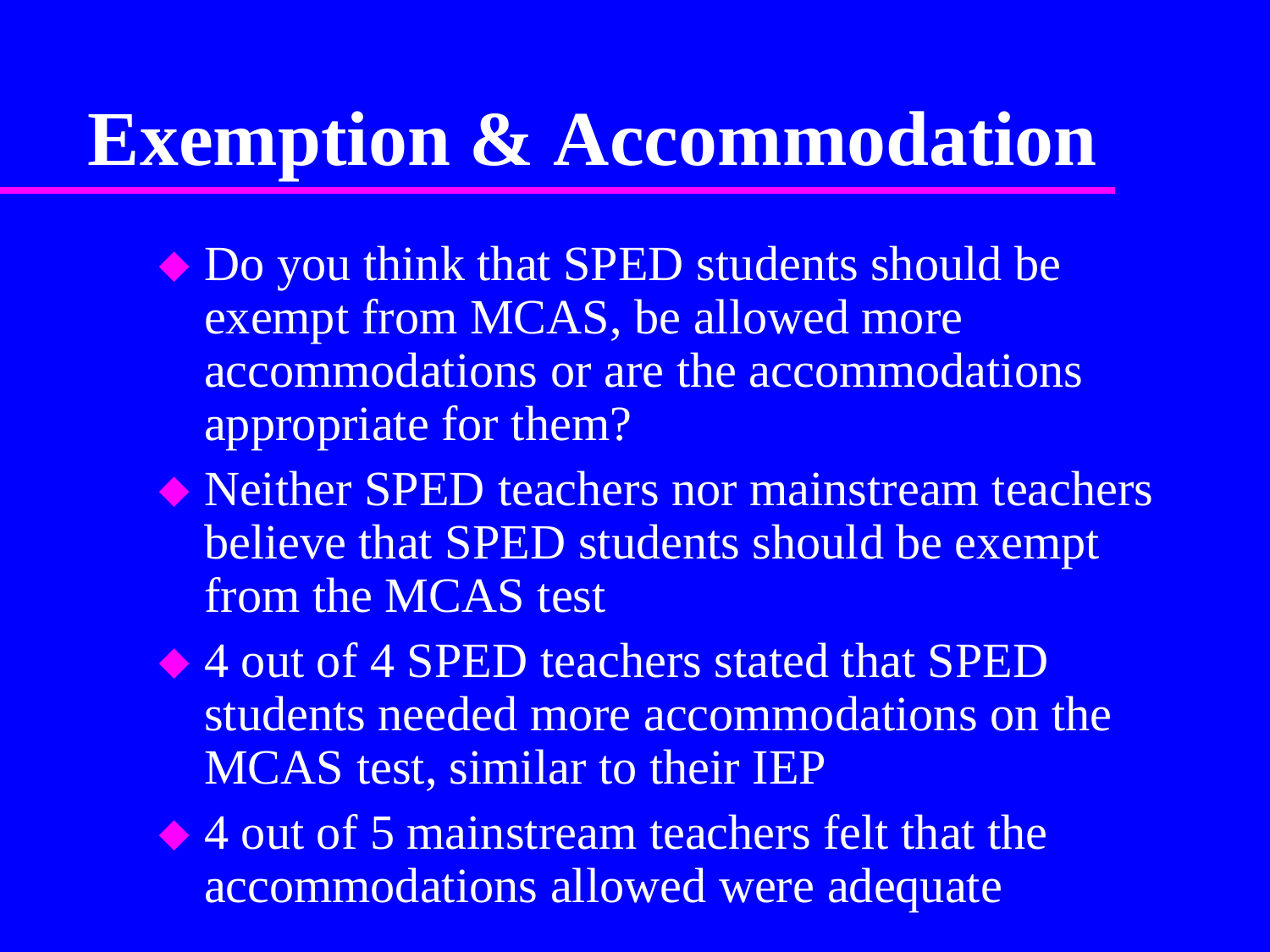# Exemption & Accommodation

- Do you think that SPED students should be exempt from MCAS, be allowed more accommodations or are the accommodations appropriate for them?
- Neither SPED teachers nor mainstream teachers believe that SPED students should be exempt from the MCAS test
- 4 out of 4 SPED teachers stated that SPED students needed more accommodations on the MCAS test, similar to their IEP
- 4 out of 5 mainstream teachers felt that the accommodations allowed were adequate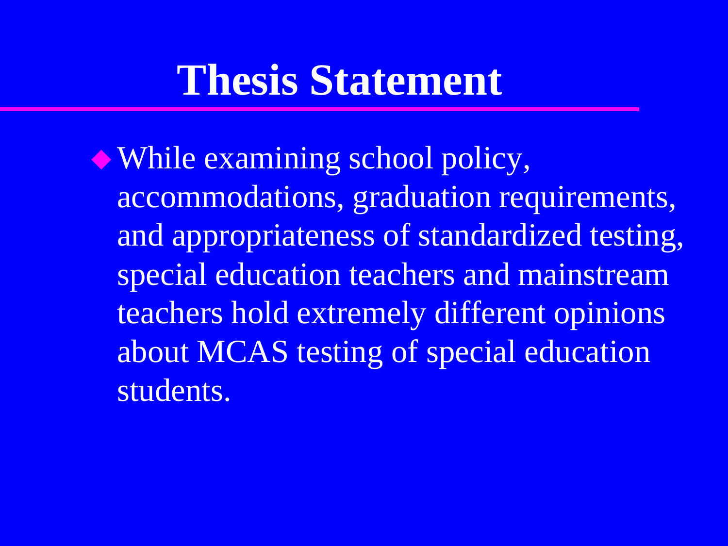# Thesis Statement

- While examining school policy, accommodations, graduation requirements, and appropriateness of standardized testing, special education teachers and mainstream teachers hold extremely different opinions about MCAS testing of special education students.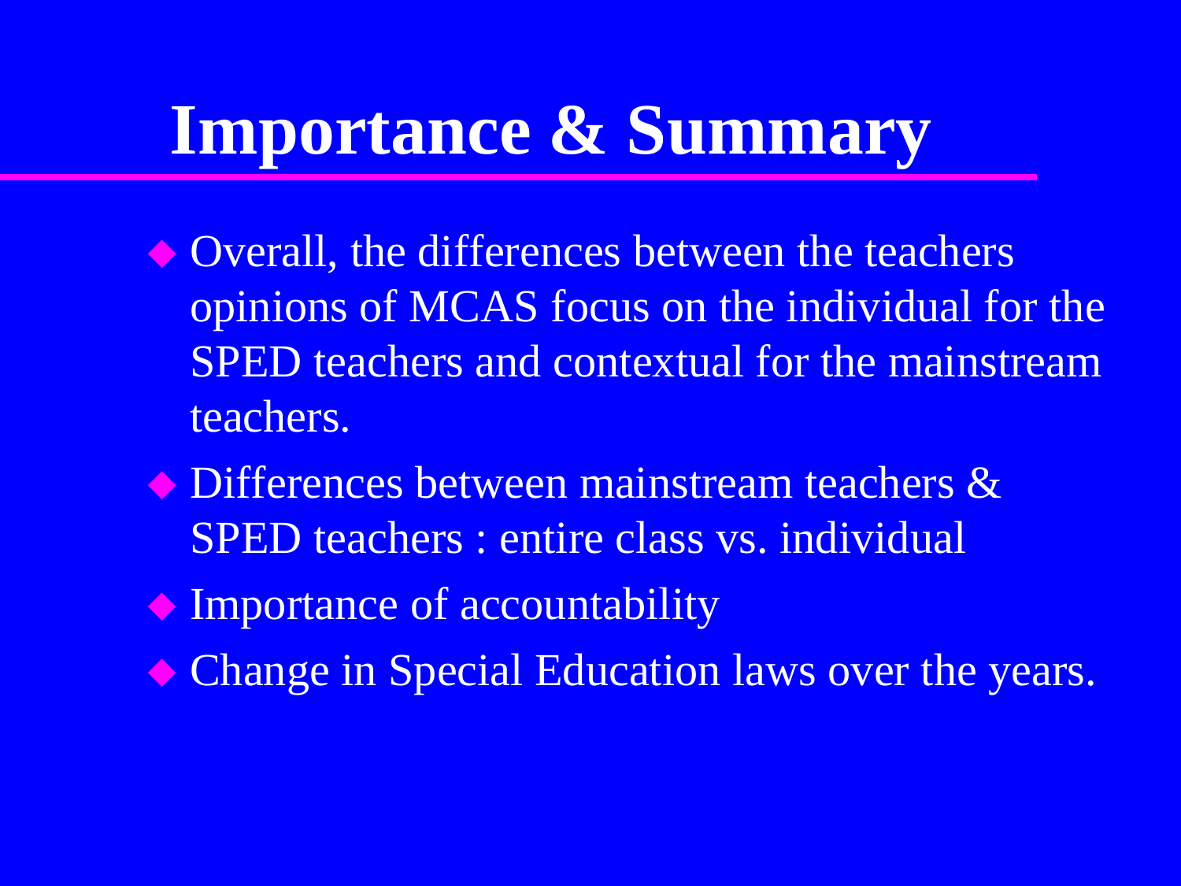# Importance & Summary

- Overall, the differences between the teachers opinions of MCAS focus on the individual for the SPED teachers and contextual for the mainstream teachers.
- Differences between mainstream teachers & SPED teachers : entire class vs. individual
- Importance of accountability
- Change in Special Education laws over the years.